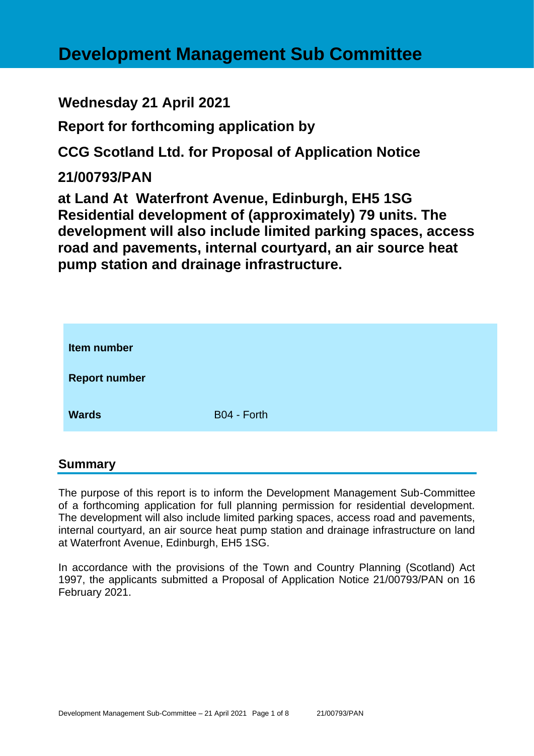# Development Management Sub Committee

## Wednesday 21 April 2021

## Report for forthcoming application by

## CCG Scotland Ltd. for Proposal of Application Notice

## 21/00793/PAN

## at Land At Waterfront Avenue, Edinburgh, EH5 1SG Residential development of (approximately) 79 units. The development will also include limited parking spaces, access road and pavements, internal courtyard, an air source heat pump station and drainage infrastructure.

| | |
|---|---|
| **Item number** | |
| **Report number** | |
| **Wards** | B04 - Forth |

## Summary

The purpose of this report is to inform the Development Management Sub-Committee of a forthcoming application for full planning permission for residential development. The development will also include limited parking spaces, access road and pavements, internal courtyard, an air source heat pump station and drainage infrastructure on land at Waterfront Avenue, Edinburgh, EH5 1SG.

In accordance with the provisions of the Town and Country Planning (Scotland) Act 1997, the applicants submitted a Proposal of Application Notice 21/00793/PAN on 16 February 2021.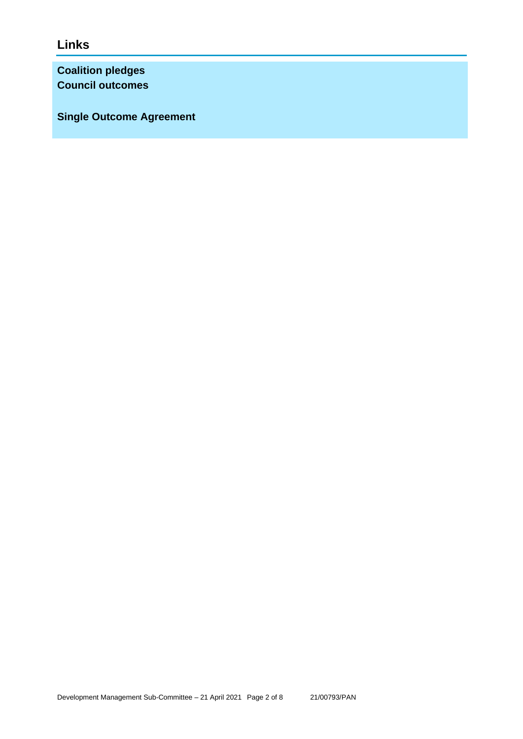## Links

**Coalition pledges**
**Council outcomes**

**Single Outcome Agreement**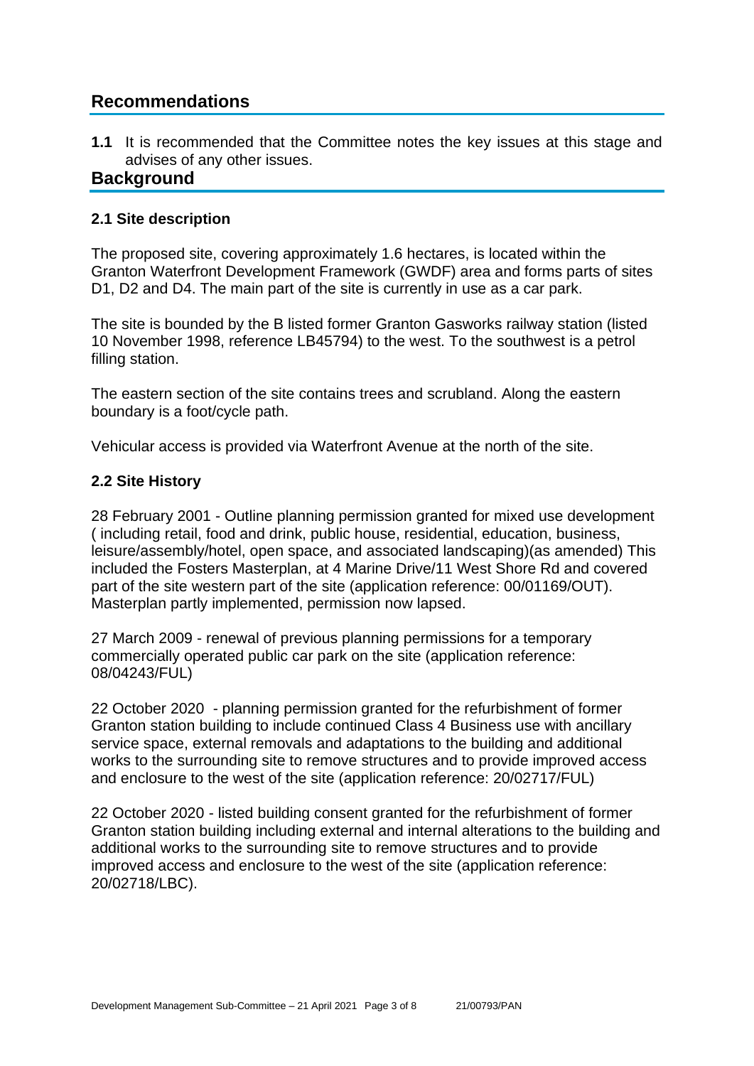## Recommendations

**1.1** It is recommended that the Committee notes the key issues at this stage and advises of any other issues.

## Background

### 2.1 Site description

The proposed site, covering approximately 1.6 hectares, is located within the Granton Waterfront Development Framework (GWDF) area and forms parts of sites D1, D2 and D4. The main part of the site is currently in use as a car park.

The site is bounded by the B listed former Granton Gasworks railway station (listed 10 November 1998, reference LB45794) to the west. To the southwest is a petrol filling station.

The eastern section of the site contains trees and scrubland. Along the eastern boundary is a foot/cycle path.

Vehicular access is provided via Waterfront Avenue at the north of the site.

### 2.2 Site History

28 February 2001 - Outline planning permission granted for mixed use development ( including retail, food and drink, public house, residential, education, business, leisure/assembly/hotel, open space, and associated landscaping)(as amended) This included the Fosters Masterplan, at 4 Marine Drive/11 West Shore Rd and covered part of the site western part of the site (application reference: 00/01169/OUT). Masterplan partly implemented, permission now lapsed.

27 March 2009 - renewal of previous planning permissions for a temporary commercially operated public car park on the site (application reference: 08/04243/FUL)

22 October 2020 - planning permission granted for the refurbishment of former Granton station building to include continued Class 4 Business use with ancillary service space, external removals and adaptations to the building and additional works to the surrounding site to remove structures and to provide improved access and enclosure to the west of the site (application reference: 20/02717/FUL)

22 October 2020 - listed building consent granted for the refurbishment of former Granton station building including external and internal alterations to the building and additional works to the surrounding site to remove structures and to provide improved access and enclosure to the west of the site (application reference: 20/02718/LBC).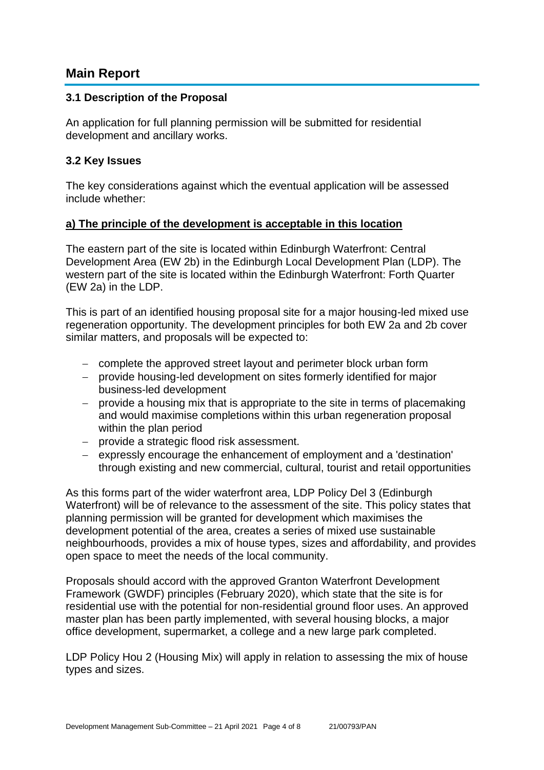## Main Report

### 3.1 Description of the Proposal

An application for full planning permission will be submitted for residential development and ancillary works.

### 3.2 Key Issues

The key considerations against which the eventual application will be assessed include whether:

**a) The principle of the development is acceptable in this location**

The eastern part of the site is located within Edinburgh Waterfront: Central Development Area (EW 2b) in the Edinburgh Local Development Plan (LDP). The western part of the site is located within the Edinburgh Waterfront: Forth Quarter (EW 2a) in the LDP.

This is part of an identified housing proposal site for a major housing-led mixed use regeneration opportunity. The development principles for both EW 2a and 2b cover similar matters, and proposals will be expected to:

- complete the approved street layout and perimeter block urban form
- provide housing-led development on sites formerly identified for major business-led development
- provide a housing mix that is appropriate to the site in terms of placemaking and would maximise completions within this urban regeneration proposal within the plan period
- provide a strategic flood risk assessment.
- expressly encourage the enhancement of employment and a 'destination' through existing and new commercial, cultural, tourist and retail opportunities

As this forms part of the wider waterfront area, LDP Policy Del 3 (Edinburgh Waterfront) will be of relevance to the assessment of the site. This policy states that planning permission will be granted for development which maximises the development potential of the area, creates a series of mixed use sustainable neighbourhoods, provides a mix of house types, sizes and affordability, and provides open space to meet the needs of the local community.

Proposals should accord with the approved Granton Waterfront Development Framework (GWDF) principles (February 2020), which state that the site is for residential use with the potential for non-residential ground floor uses. An approved master plan has been partly implemented, with several housing blocks, a major office development, supermarket, a college and a new large park completed.

LDP Policy Hou 2 (Housing Mix) will apply in relation to assessing the mix of house types and sizes.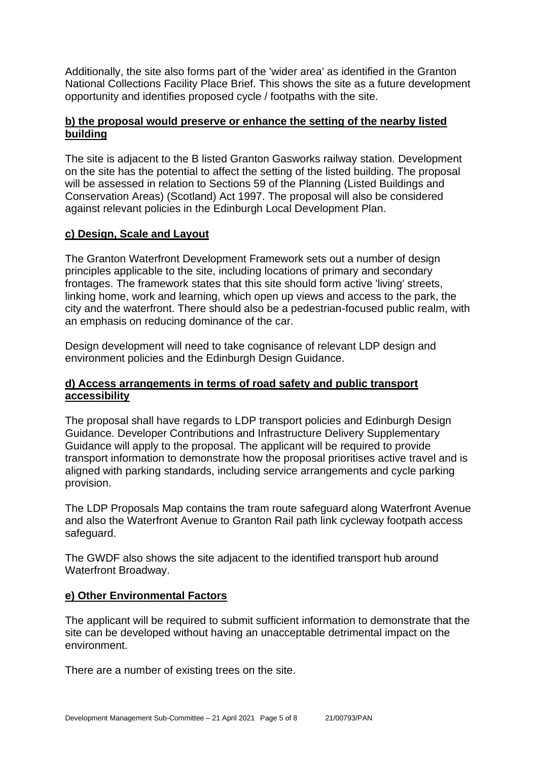Additionally, the site also forms part of the 'wider area' as identified in the Granton National Collections Facility Place Brief. This shows the site as a future development opportunity and identifies proposed cycle / footpaths with the site.

**b) the proposal would preserve or enhance the setting of the nearby listed building**

The site is adjacent to the B listed Granton Gasworks railway station. Development on the site has the potential to affect the setting of the listed building. The proposal will be assessed in relation to Sections 59 of the Planning (Listed Buildings and Conservation Areas) (Scotland) Act 1997. The proposal will also be considered against relevant policies in the Edinburgh Local Development Plan.

**c) Design, Scale and Layout**

The Granton Waterfront Development Framework sets out a number of design principles applicable to the site, including locations of primary and secondary frontages. The framework states that this site should form active 'living' streets, linking home, work and learning, which open up views and access to the park, the city and the waterfront. There should also be a pedestrian-focused public realm, with an emphasis on reducing dominance of the car.

Design development will need to take cognisance of relevant LDP design and environment policies and the Edinburgh Design Guidance.

**d) Access arrangements in terms of road safety and public transport accessibility**

The proposal shall have regards to LDP transport policies and Edinburgh Design Guidance. Developer Contributions and Infrastructure Delivery Supplementary Guidance will apply to the proposal. The applicant will be required to provide transport information to demonstrate how the proposal prioritises active travel and is aligned with parking standards, including service arrangements and cycle parking provision.

The LDP Proposals Map contains the tram route safeguard along Waterfront Avenue and also the Waterfront Avenue to Granton Rail path link cycleway footpath access safeguard.

The GWDF also shows the site adjacent to the identified transport hub around Waterfront Broadway.

**e) Other Environmental Factors**

The applicant will be required to submit sufficient information to demonstrate that the site can be developed without having an unacceptable detrimental impact on the environment.

There are a number of existing trees on the site.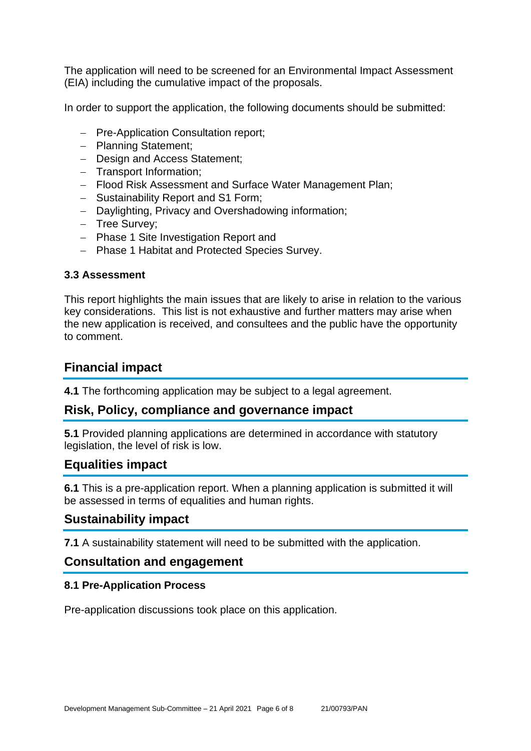The application will need to be screened for an Environmental Impact Assessment (EIA) including the cumulative impact of the proposals.

In order to support the application, the following documents should be submitted:

- Pre-Application Consultation report;
- Planning Statement;
- Design and Access Statement;
- Transport Information;
- Flood Risk Assessment and Surface Water Management Plan;
- Sustainability Report and S1 Form;
- Daylighting, Privacy and Overshadowing information;
- Tree Survey;
- Phase 1 Site Investigation Report and
- Phase 1 Habitat and Protected Species Survey.

### 3.3 Assessment

This report highlights the main issues that are likely to arise in relation to the various key considerations. This list is not exhaustive and further matters may arise when the new application is received, and consultees and the public have the opportunity to comment.

## Financial impact

**4.1** The forthcoming application may be subject to a legal agreement.

## Risk, Policy, compliance and governance impact

**5.1** Provided planning applications are determined in accordance with statutory legislation, the level of risk is low.

## Equalities impact

**6.1** This is a pre-application report. When a planning application is submitted it will be assessed in terms of equalities and human rights.

## Sustainability impact

**7.1** A sustainability statement will need to be submitted with the application.

## Consultation and engagement

### 8.1 Pre-Application Process

Pre-application discussions took place on this application.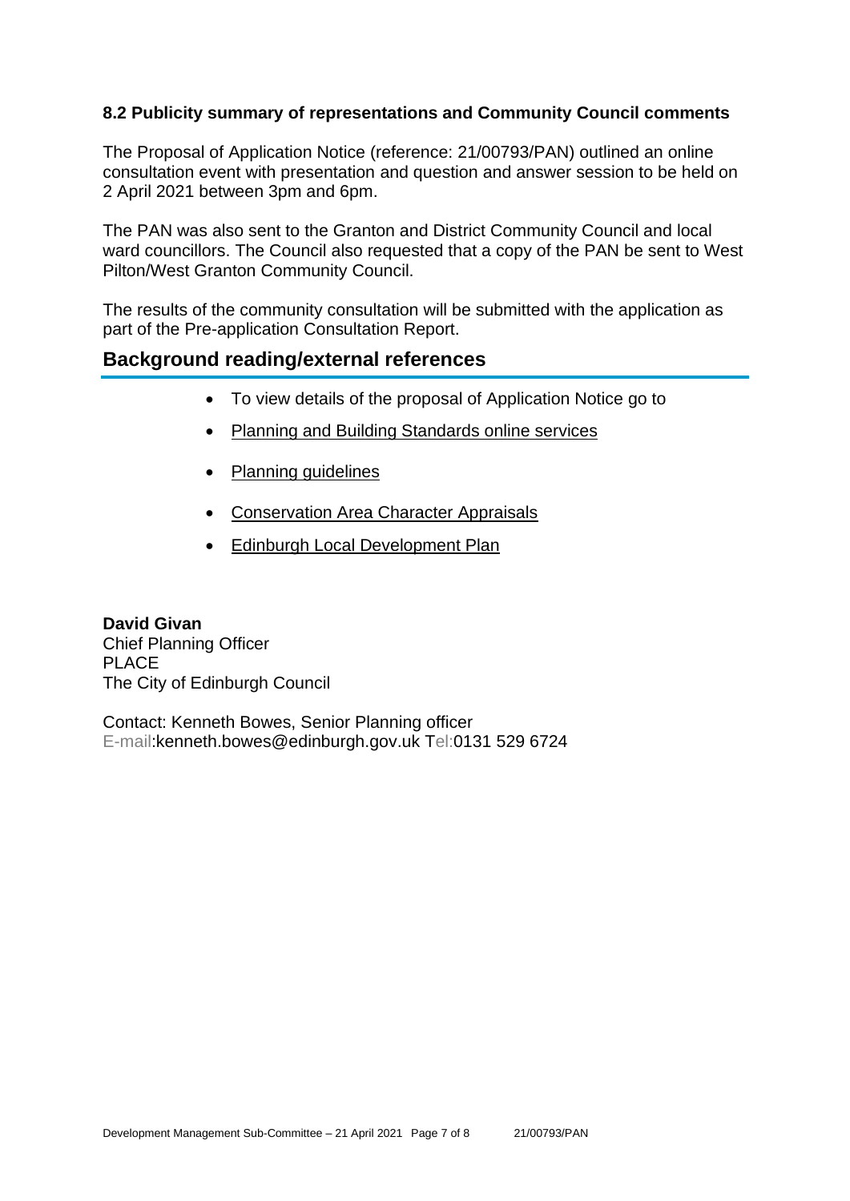### 8.2 Publicity summary of representations and Community Council comments

The Proposal of Application Notice (reference: 21/00793/PAN) outlined an online consultation event with presentation and question and answer session to be held on 2 April 2021 between 3pm and 6pm.

The PAN was also sent to the Granton and District Community Council and local ward councillors. The Council also requested that a copy of the PAN be sent to West Pilton/West Granton Community Council.

The results of the community consultation will be submitted with the application as part of the Pre-application Consultation Report.

## Background reading/external references

- To view details of the proposal of Application Notice go to
- Planning and Building Standards online services
- Planning guidelines
- Conservation Area Character Appraisals
- Edinburgh Local Development Plan

**David Givan**
Chief Planning Officer
PLACE
The City of Edinburgh Council

Contact: Kenneth Bowes, Senior Planning officer
E-mail:kenneth.bowes@edinburgh.gov.uk Tel:0131 529 6724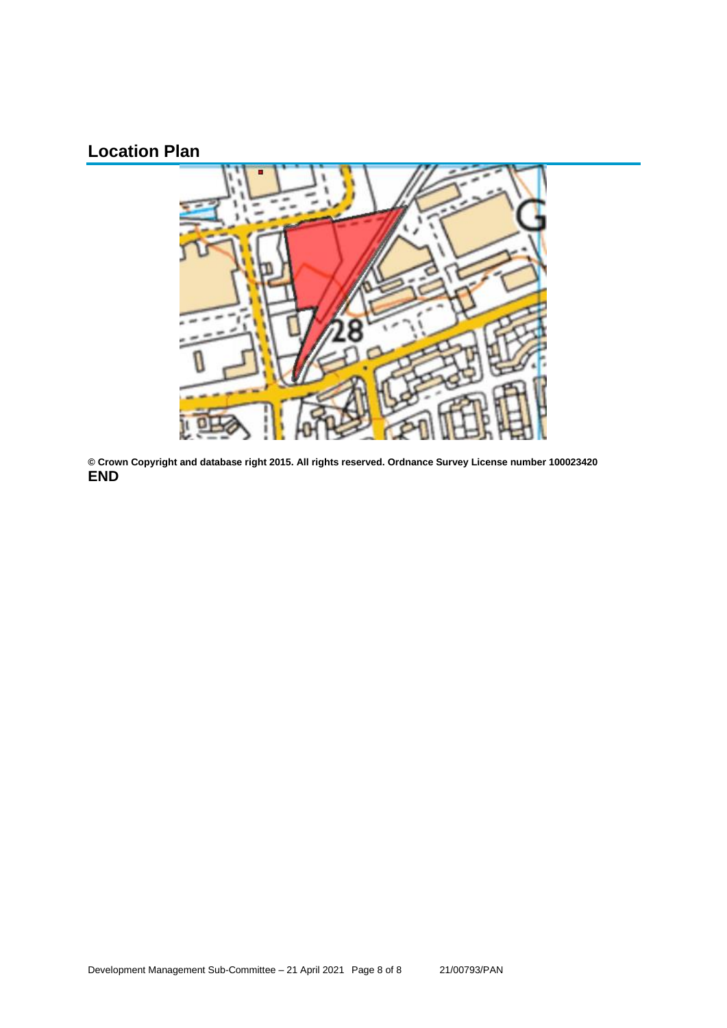## Location Plan

**© Crown Copyright and database right 2015. All rights reserved. Ordnance Survey License number 100023420**

**END**